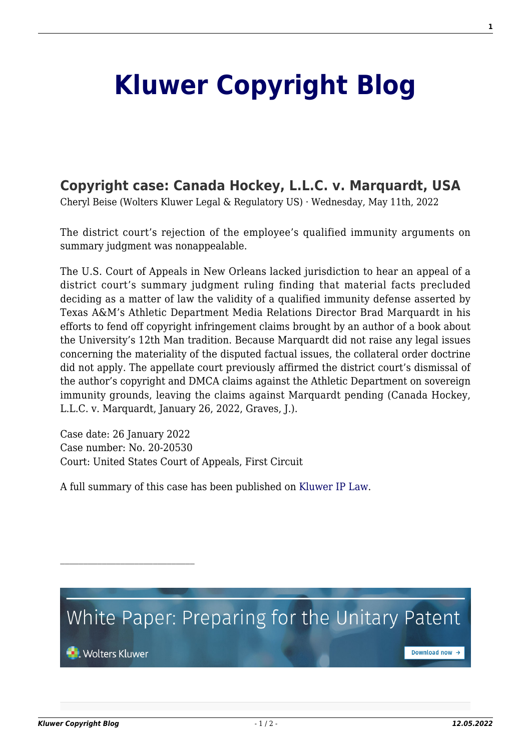# Kluwer Copyright Blog

## Copyright case: Canada Hockey, L.L.C. v. Marquardt, USA

Cheryl Beise (Wolters Kluwer Legal & Regulatory US) · Wednesday, May 11th, 2022

The district court's rejection of the employee's qualified immunity arguments on summary judgment was nonappealable.

The U.S. Court of Appeals in New Orleans lacked jurisdiction to hear an appeal of a district court's summary judgment ruling finding that material facts precluded deciding as a matter of law the validity of a qualified immunity defense asserted by Texas A&M's Athletic Department Media Relations Director Brad Marquardt in his efforts to fend off copyright infringement claims brought by an author of a book about the University's 12th Man tradition. Because Marquardt did not raise any legal issues concerning the materiality of the disputed factual issues, the collateral order doctrine did not apply. The appellate court previously affirmed the district court's dismissal of the author's copyright and DMCA claims against the Athletic Department on sovereign immunity grounds, leaving the claims against Marquardt pending (Canada Hockey, L.L.C. v. Marquardt, January 26, 2022, Graves, J.).

Case date: 26 January 2022
Case number: No. 20-20530
Court: United States Court of Appeals, First Circuit

A full summary of this case has been published on Kluwer IP Law.

---

White Paper: Preparing for the Unitary Patent

Wolters Kluwer

Download now →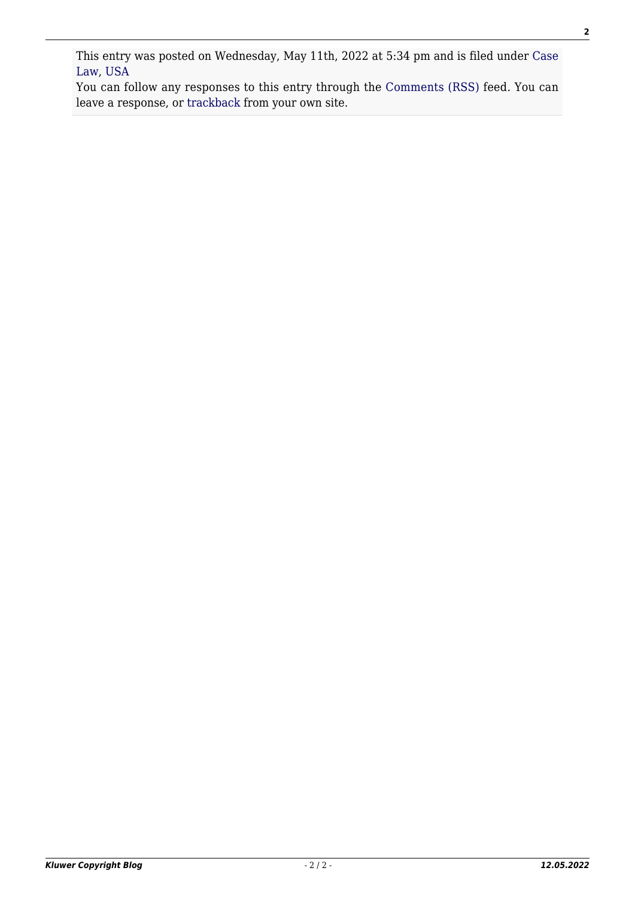This entry was posted on Wednesday, May 11th, 2022 at 5:34 pm and is filed under Case Law, USA
You can follow any responses to this entry through the Comments (RSS) feed. You can leave a response, or trackback from your own site.